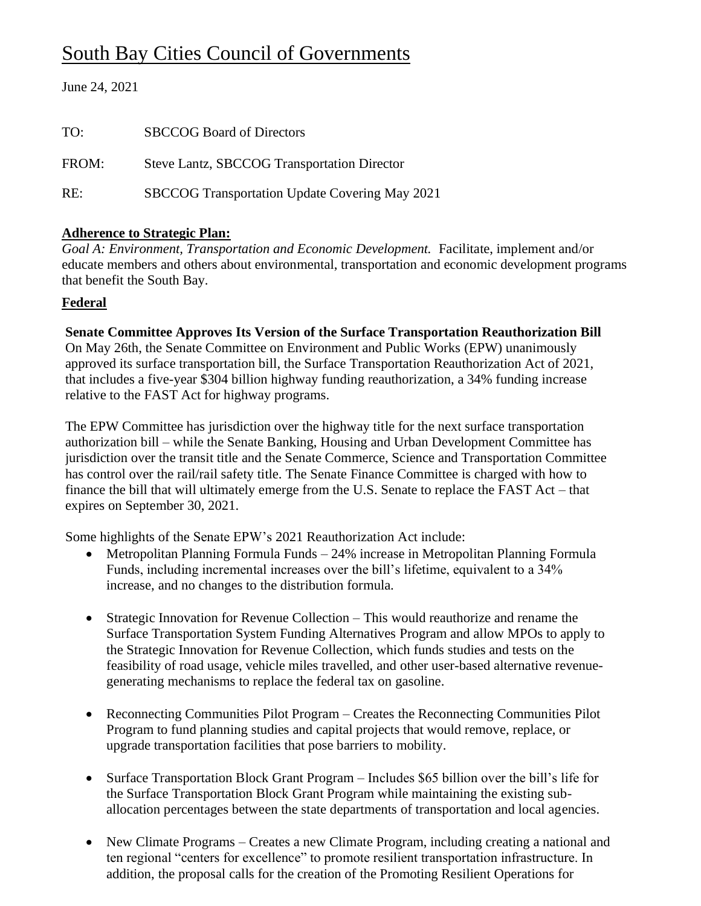# South Bay Cities Council of Governments

June 24, 2021

TO: SBCCOG Board of Directors

FROM: Steve Lantz, SBCCOG Transportation Director

RE: SBCCOG Transportation Update Covering May 2021

## Adherence to Strategic Plan:

*Goal A: Environment, Transportation and Economic Development.* Facilitate, implement and/or educate members and others about environmental, transportation and economic development programs that benefit the South Bay.

## Federal

**Senate Committee Approves Its Version of the Surface Transportation Reauthorization Bill**

On May 26th, the Senate Committee on Environment and Public Works (EPW) unanimously approved its surface transportation bill, the Surface Transportation Reauthorization Act of 2021, that includes a five-year $304 billion highway funding reauthorization, a 34% funding increase relative to the FAST Act for highway programs.

The EPW Committee has jurisdiction over the highway title for the next surface transportation authorization bill – while the Senate Banking, Housing and Urban Development Committee has jurisdiction over the transit title and the Senate Commerce, Science and Transportation Committee has control over the rail/rail safety title. The Senate Finance Committee is charged with how to finance the bill that will ultimately emerge from the U.S. Senate to replace the FAST Act – that expires on September 30, 2021.

Some highlights of the Senate EPW's 2021 Reauthorization Act include:

- Metropolitan Planning Formula Funds – 24% increase in Metropolitan Planning Formula Funds, including incremental increases over the bill's lifetime, equivalent to a 34% increase, and no changes to the distribution formula.
- Strategic Innovation for Revenue Collection – This would reauthorize and rename the Surface Transportation System Funding Alternatives Program and allow MPOs to apply to the Strategic Innovation for Revenue Collection, which funds studies and tests on the feasibility of road usage, vehicle miles travelled, and other user-based alternative revenue-generating mechanisms to replace the federal tax on gasoline.
- Reconnecting Communities Pilot Program – Creates the Reconnecting Communities Pilot Program to fund planning studies and capital projects that would remove, replace, or upgrade transportation facilities that pose barriers to mobility.
- Surface Transportation Block Grant Program – Includes $65 billion over the bill's life for the Surface Transportation Block Grant Program while maintaining the existing sub-allocation percentages between the state departments of transportation and local agencies.
- New Climate Programs – Creates a new Climate Program, including creating a national and ten regional "centers for excellence" to promote resilient transportation infrastructure. In addition, the proposal calls for the creation of the Promoting Resilient Operations for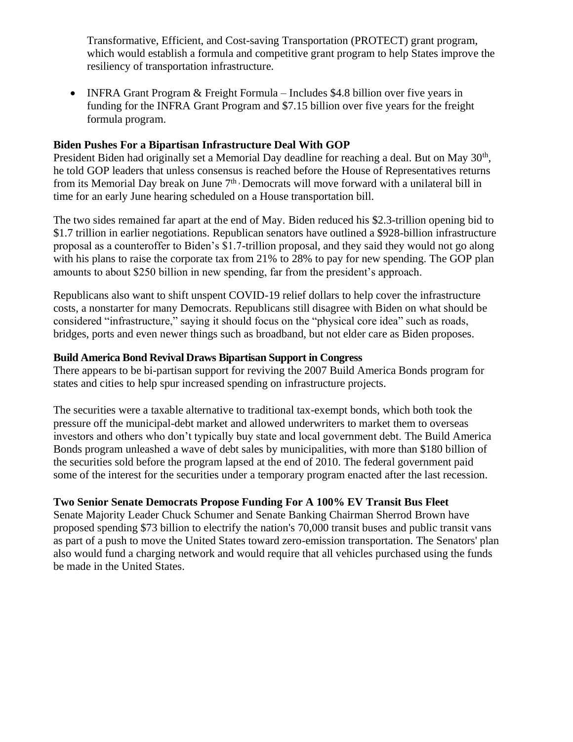Transformative, Efficient, and Cost-saving Transportation (PROTECT) grant program, which would establish a formula and competitive grant program to help States improve the resiliency of transportation infrastructure.

- INFRA Grant Program & Freight Formula – Includes $4.8 billion over five years in funding for the INFRA Grant Program and $7.15 billion over five years for the freight formula program.

**Biden Pushes For a Bipartisan Infrastructure Deal With GOP**

President Biden had originally set a Memorial Day deadline for reaching a deal. But on May 30th, he told GOP leaders that unless consensus is reached before the House of Representatives returns from its Memorial Day break on June 7th, Democrats will move forward with a unilateral bill in time for an early June hearing scheduled on a House transportation bill.

The two sides remained far apart at the end of May. Biden reduced his $2.3-trillion opening bid to $1.7 trillion in earlier negotiations. Republican senators have outlined a $928-billion infrastructure proposal as a counteroffer to Biden's $1.7-trillion proposal, and they said they would not go along with his plans to raise the corporate tax from 21% to 28% to pay for new spending. The GOP plan amounts to about $250 billion in new spending, far from the president's approach.

Republicans also want to shift unspent COVID-19 relief dollars to help cover the infrastructure costs, a nonstarter for many Democrats. Republicans still disagree with Biden on what should be considered "infrastructure," saying it should focus on the "physical core idea" such as roads, bridges, ports and even newer things such as broadband, but not elder care as Biden proposes.

**Build America Bond Revival Draws Bipartisan Support in Congress**

There appears to be bi-partisan support for reviving the 2007 Build America Bonds program for states and cities to help spur increased spending on infrastructure projects.

The securities were a taxable alternative to traditional tax-exempt bonds, which both took the pressure off the municipal-debt market and allowed underwriters to market them to overseas investors and others who don't typically buy state and local government debt. The Build America Bonds program unleashed a wave of debt sales by municipalities, with more than $180 billion of the securities sold before the program lapsed at the end of 2010. The federal government paid some of the interest for the securities under a temporary program enacted after the last recession.

**Two Senior Senate Democrats Propose Funding For A 100% EV Transit Bus Fleet**

Senate Majority Leader Chuck Schumer and Senate Banking Chairman Sherrod Brown have proposed spending $73 billion to electrify the nation's 70,000 transit buses and public transit vans as part of a push to move the United States toward zero-emission transportation. The Senators' plan also would fund a charging network and would require that all vehicles purchased using the funds be made in the United States.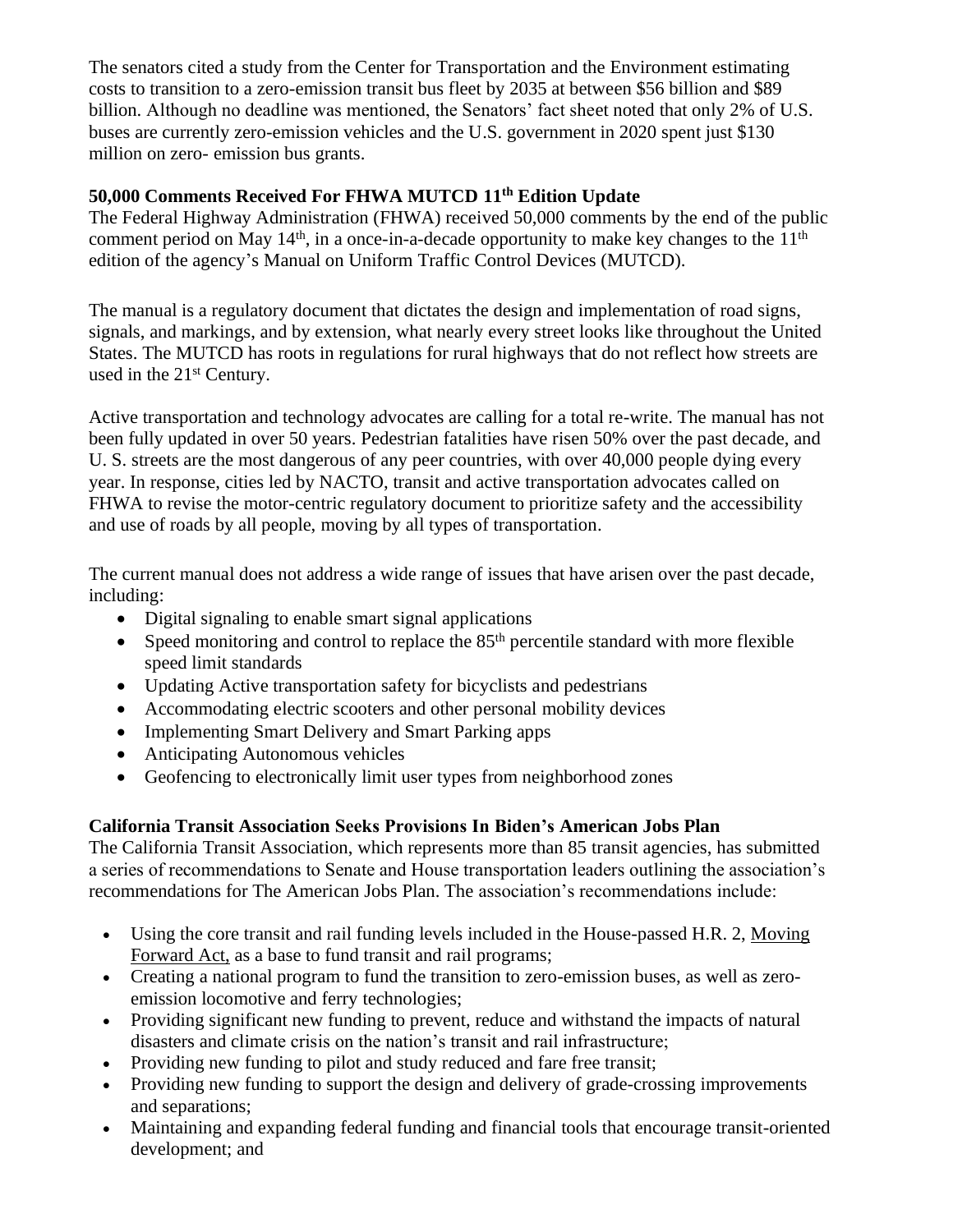The senators cited a study from the Center for Transportation and the Environment estimating costs to transition to a zero-emission transit bus fleet by 2035 at between $56 billion and $89 billion. Although no deadline was mentioned, the Senators' fact sheet noted that only 2% of U.S. buses are currently zero-emission vehicles and the U.S. government in 2020 spent just $130 million on zero- emission bus grants.

**50,000 Comments Received For FHWA MUTCD 11th Edition Update**

The Federal Highway Administration (FHWA) received 50,000 comments by the end of the public comment period on May 14th, in a once-in-a-decade opportunity to make key changes to the 11th edition of the agency's Manual on Uniform Traffic Control Devices (MUTCD).

The manual is a regulatory document that dictates the design and implementation of road signs, signals, and markings, and by extension, what nearly every street looks like throughout the United States. The MUTCD has roots in regulations for rural highways that do not reflect how streets are used in the 21st Century.

Active transportation and technology advocates are calling for a total re-write. The manual has not been fully updated in over 50 years. Pedestrian fatalities have risen 50% over the past decade, and U. S. streets are the most dangerous of any peer countries, with over 40,000 people dying every year. In response, cities led by NACTO, transit and active transportation advocates called on FHWA to revise the motor-centric regulatory document to prioritize safety and the accessibility and use of roads by all people, moving by all types of transportation.

The current manual does not address a wide range of issues that have arisen over the past decade, including:

- Digital signaling to enable smart signal applications
- Speed monitoring and control to replace the 85th percentile standard with more flexible speed limit standards
- Updating Active transportation safety for bicyclists and pedestrians
- Accommodating electric scooters and other personal mobility devices
- Implementing Smart Delivery and Smart Parking apps
- Anticipating Autonomous vehicles
- Geofencing to electronically limit user types from neighborhood zones

**California Transit Association Seeks Provisions In Biden's American Jobs Plan**

The California Transit Association, which represents more than 85 transit agencies, has submitted a series of recommendations to Senate and House transportation leaders outlining the association's recommendations for The American Jobs Plan. The association's recommendations include:

- Using the core transit and rail funding levels included in the House-passed H.R. 2, Moving Forward Act, as a base to fund transit and rail programs;
- Creating a national program to fund the transition to zero-emission buses, as well as zero-emission locomotive and ferry technologies;
- Providing significant new funding to prevent, reduce and withstand the impacts of natural disasters and climate crisis on the nation's transit and rail infrastructure;
- Providing new funding to pilot and study reduced and fare free transit;
- Providing new funding to support the design and delivery of grade-crossing improvements and separations;
- Maintaining and expanding federal funding and financial tools that encourage transit-oriented development; and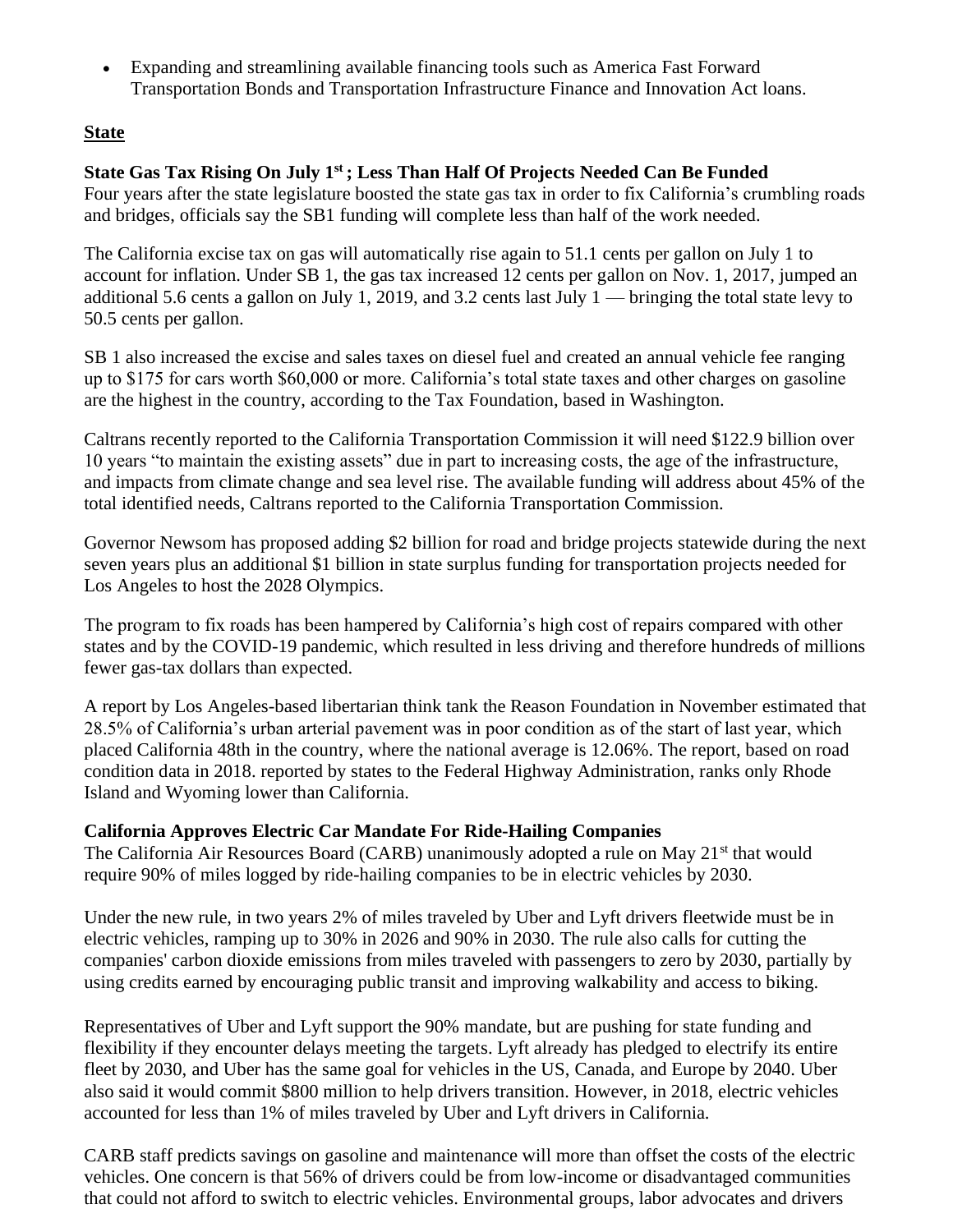- Expanding and streamlining available financing tools such as America Fast Forward Transportation Bonds and Transportation Infrastructure Finance and Innovation Act loans.

## State

### State Gas Tax Rising On July 1st ; Less Than Half Of Projects Needed Can Be Funded

Four years after the state legislature boosted the state gas tax in order to fix California's crumbling roads and bridges, officials say the SB1 funding will complete less than half of the work needed.

The California excise tax on gas will automatically rise again to 51.1 cents per gallon on July 1 to account for inflation. Under SB 1, the gas tax increased 12 cents per gallon on Nov. 1, 2017, jumped an additional 5.6 cents a gallon on July 1, 2019, and 3.2 cents last July 1 — bringing the total state levy to 50.5 cents per gallon.

SB 1 also increased the excise and sales taxes on diesel fuel and created an annual vehicle fee ranging up to $175 for cars worth $60,000 or more. California's total state taxes and other charges on gasoline are the highest in the country, according to the Tax Foundation, based in Washington.

Caltrans recently reported to the California Transportation Commission it will need $122.9 billion over 10 years "to maintain the existing assets" due in part to increasing costs, the age of the infrastructure, and impacts from climate change and sea level rise. The available funding will address about 45% of the total identified needs, Caltrans reported to the California Transportation Commission.

Governor Newsom has proposed adding $2 billion for road and bridge projects statewide during the next seven years plus an additional $1 billion in state surplus funding for transportation projects needed for Los Angeles to host the 2028 Olympics.

The program to fix roads has been hampered by California's high cost of repairs compared with other states and by the COVID-19 pandemic, which resulted in less driving and therefore hundreds of millions fewer gas-tax dollars than expected.

A report by Los Angeles-based libertarian think tank the Reason Foundation in November estimated that 28.5% of California's urban arterial pavement was in poor condition as of the start of last year, which placed California 48th in the country, where the national average is 12.06%. The report, based on road condition data in 2018. reported by states to the Federal Highway Administration, ranks only Rhode Island and Wyoming lower than California.

### California Approves Electric Car Mandate For Ride-Hailing Companies

The California Air Resources Board (CARB) unanimously adopted a rule on May 21st that would require 90% of miles logged by ride-hailing companies to be in electric vehicles by 2030.

Under the new rule, in two years 2% of miles traveled by Uber and Lyft drivers fleetwide must be in electric vehicles, ramping up to 30% in 2026 and 90% in 2030. The rule also calls for cutting the companies' carbon dioxide emissions from miles traveled with passengers to zero by 2030, partially by using credits earned by encouraging public transit and improving walkability and access to biking.

Representatives of Uber and Lyft support the 90% mandate, but are pushing for state funding and flexibility if they encounter delays meeting the targets. Lyft already has pledged to electrify its entire fleet by 2030, and Uber has the same goal for vehicles in the US, Canada, and Europe by 2040. Uber also said it would commit $800 million to help drivers transition. However, in 2018, electric vehicles accounted for less than 1% of miles traveled by Uber and Lyft drivers in California.

CARB staff predicts savings on gasoline and maintenance will more than offset the costs of the electric vehicles. One concern is that 56% of drivers could be from low-income or disadvantaged communities that could not afford to switch to electric vehicles. Environmental groups, labor advocates and drivers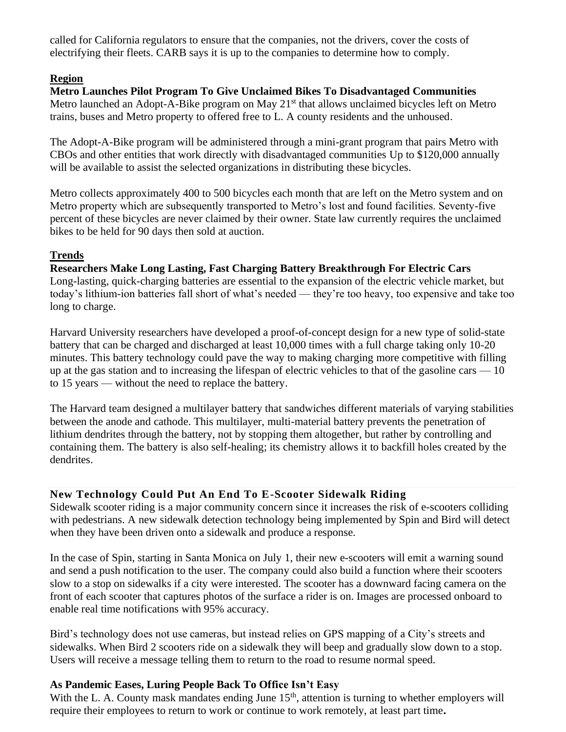called for California regulators to ensure that the companies, not the drivers, cover the costs of electrifying their fleets. CARB says it is up to the companies to determine how to comply.

## Region

**Metro Launches Pilot Program To Give Unclaimed Bikes To Disadvantaged Communities**

Metro launched an Adopt-A-Bike program on May 21st that allows unclaimed bicycles left on Metro trains, buses and Metro property to offered free to L. A county residents and the unhoused.

The Adopt-A-Bike program will be administered through a mini-grant program that pairs Metro with CBOs and other entities that work directly with disadvantaged communities Up to $120,000 annually will be available to assist the selected organizations in distributing these bicycles.

Metro collects approximately 400 to 500 bicycles each month that are left on the Metro system and on Metro property which are subsequently transported to Metro's lost and found facilities. Seventy-five percent of these bicycles are never claimed by their owner. State law currently requires the unclaimed bikes to be held for 90 days then sold at auction.

## Trends

**Researchers Make Long Lasting, Fast Charging Battery Breakthrough For Electric Cars**

Long-lasting, quick-charging batteries are essential to the expansion of the electric vehicle market, but today's lithium-ion batteries fall short of what's needed — they're too heavy, too expensive and take too long to charge.

Harvard University researchers have developed a proof-of-concept design for a new type of solid-state battery that can be charged and discharged at least 10,000 times with a full charge taking only 10-20 minutes. This battery technology could pave the way to making charging more competitive with filling up at the gas station and to increasing the lifespan of electric vehicles to that of the gasoline cars — 10 to 15 years — without the need to replace the battery.

The Harvard team designed a multilayer battery that sandwiches different materials of varying stabilities between the anode and cathode. This multilayer, multi-material battery prevents the penetration of lithium dendrites through the battery, not by stopping them altogether, but rather by controlling and containing them. The battery is also self-healing; its chemistry allows it to backfill holes created by the dendrites.

**New Technology Could Put An End To E-Scooter Sidewalk Riding**

Sidewalk scooter riding is a major community concern since it increases the risk of e-scooters colliding with pedestrians. A new sidewalk detection technology being implemented by Spin and Bird will detect when they have been driven onto a sidewalk and produce a response.

In the case of Spin, starting in Santa Monica on July 1, their new e-scooters will emit a warning sound and send a push notification to the user. The company could also build a function where their scooters slow to a stop on sidewalks if a city were interested. The scooter has a downward facing camera on the front of each scooter that captures photos of the surface a rider is on. Images are processed onboard to enable real time notifications with 95% accuracy.

Bird's technology does not use cameras, but instead relies on GPS mapping of a City's streets and sidewalks. When Bird 2 scooters ride on a sidewalk they will beep and gradually slow down to a stop. Users will receive a message telling them to return to the road to resume normal speed.

**As Pandemic Eases, Luring People Back To Office Isn't Easy**

With the L. A. County mask mandates ending June 15th, attention is turning to whether employers will require their employees to return to work or continue to work remotely, at least part time.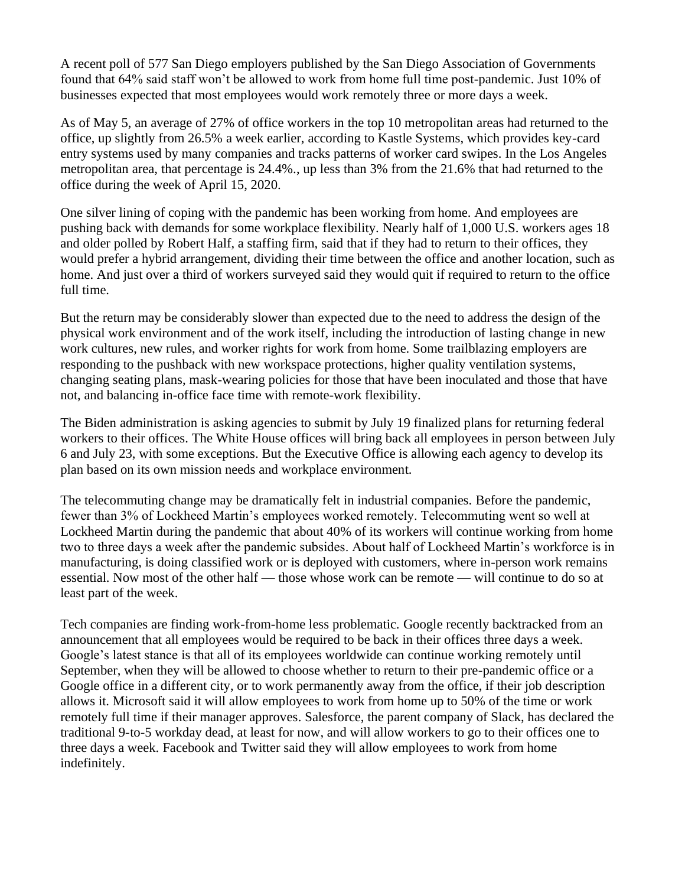A recent poll of 577 San Diego employers published by the San Diego Association of Governments found that 64% said staff won't be allowed to work from home full time post-pandemic. Just 10% of businesses expected that most employees would work remotely three or more days a week.

As of May 5, an average of 27% of office workers in the top 10 metropolitan areas had returned to the office, up slightly from 26.5% a week earlier, according to Kastle Systems, which provides key-card entry systems used by many companies and tracks patterns of worker card swipes. In the Los Angeles metropolitan area, that percentage is 24.4%., up less than 3% from the 21.6% that had returned to the office during the week of April 15, 2020.

One silver lining of coping with the pandemic has been working from home. And employees are pushing back with demands for some workplace flexibility. Nearly half of 1,000 U.S. workers ages 18 and older polled by Robert Half, a staffing firm, said that if they had to return to their offices, they would prefer a hybrid arrangement, dividing their time between the office and another location, such as home. And just over a third of workers surveyed said they would quit if required to return to the office full time.

But the return may be considerably slower than expected due to the need to address the design of the physical work environment and of the work itself, including the introduction of lasting change in new work cultures, new rules, and worker rights for work from home. Some trailblazing employers are responding to the pushback with new workspace protections, higher quality ventilation systems, changing seating plans, mask-wearing policies for those that have been inoculated and those that have not, and balancing in-office face time with remote-work flexibility.

The Biden administration is asking agencies to submit by July 19 finalized plans for returning federal workers to their offices. The White House offices will bring back all employees in person between July 6 and July 23, with some exceptions. But the Executive Office is allowing each agency to develop its plan based on its own mission needs and workplace environment.

The telecommuting change may be dramatically felt in industrial companies. Before the pandemic, fewer than 3% of Lockheed Martin's employees worked remotely. Telecommuting went so well at Lockheed Martin during the pandemic that about 40% of its workers will continue working from home two to three days a week after the pandemic subsides. About half of Lockheed Martin's workforce is in manufacturing, is doing classified work or is deployed with customers, where in-person work remains essential. Now most of the other half — those whose work can be remote — will continue to do so at least part of the week.

Tech companies are finding work-from-home less problematic. Google recently backtracked from an announcement that all employees would be required to be back in their offices three days a week. Google's latest stance is that all of its employees worldwide can continue working remotely until September, when they will be allowed to choose whether to return to their pre-pandemic office or a Google office in a different city, or to work permanently away from the office, if their job description allows it. Microsoft said it will allow employees to work from home up to 50% of the time or work remotely full time if their manager approves. Salesforce, the parent company of Slack, has declared the traditional 9-to-5 workday dead, at least for now, and will allow workers to go to their offices one to three days a week. Facebook and Twitter said they will allow employees to work from home indefinitely.